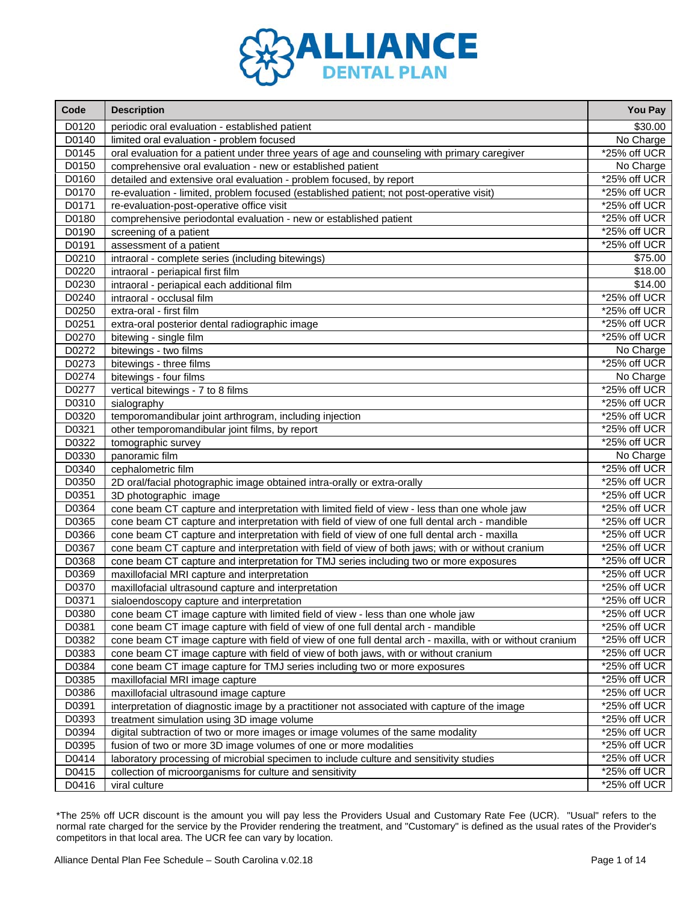# ALLIANCE DENTAL PLAN

| Code | Description | You Pay |
|---|---|---|
| D0120 | periodic oral evaluation - established patient | $30.00 |
| D0140 | limited oral evaluation - problem focused | No Charge |
| D0145 | oral evaluation for a patient under three years of age and counseling with primary caregiver | *25% off UCR |
| D0150 | comprehensive oral evaluation - new or established patient | No Charge |
| D0160 | detailed and extensive oral evaluation - problem focused, by report | *25% off UCR |
| D0170 | re-evaluation - limited, problem focused (established patient; not post-operative visit) | *25% off UCR |
| D0171 | re-evaluation-post-operative office visit | *25% off UCR |
| D0180 | comprehensive periodontal evaluation - new or established patient | *25% off UCR |
| D0190 | screening of a patient | *25% off UCR |
| D0191 | assessment of a patient | *25% off UCR |
| D0210 | intraoral - complete series (including bitewings) | $75.00 |
| D0220 | intraoral - periapical first film | $18.00 |
| D0230 | intraoral - periapical each additional film | $14.00 |
| D0240 | intraoral - occlusal film | *25% off UCR |
| D0250 | extra-oral - first film | *25% off UCR |
| D0251 | extra-oral posterior dental radiographic image | *25% off UCR |
| D0270 | bitewing - single film | *25% off UCR |
| D0272 | bitewings - two films | No Charge |
| D0273 | bitewings - three films | *25% off UCR |
| D0274 | bitewings - four films | No Charge |
| D0277 | vertical bitewings - 7 to 8 films | *25% off UCR |
| D0310 | sialography | *25% off UCR |
| D0320 | temporomandibular joint arthrogram, including injection | *25% off UCR |
| D0321 | other temporomandibular joint films, by report | *25% off UCR |
| D0322 | tomographic survey | *25% off UCR |
| D0330 | panoramic film | No Charge |
| D0340 | cephalometric film | *25% off UCR |
| D0350 | 2D oral/facial photographic image obtained intra-orally or extra-orally | *25% off UCR |
| D0351 | 3D photographic image | *25% off UCR |
| D0364 | cone beam CT capture and interpretation with limited field of view - less than one whole jaw | *25% off UCR |
| D0365 | cone beam CT capture and interpretation with field of view of one full dental arch - mandible | *25% off UCR |
| D0366 | cone beam CT capture and interpretation with field of view of one full dental arch - maxilla | *25% off UCR |
| D0367 | cone beam CT capture and interpretation with field of view of both jaws; with or without cranium | *25% off UCR |
| D0368 | cone beam CT capture and interpretation for TMJ series including two or more exposures | *25% off UCR |
| D0369 | maxillofacial MRI capture and interpretation | *25% off UCR |
| D0370 | maxillofacial ultrasound capture and interpretation | *25% off UCR |
| D0371 | sialoendoscopy capture and interpretation | *25% off UCR |
| D0380 | cone beam CT image capture with limited field of view - less than one whole jaw | *25% off UCR |
| D0381 | cone beam CT image capture with field of view of one full dental arch - mandible | *25% off UCR |
| D0382 | cone beam CT image capture with field of view of one full dental arch - maxilla, with or without cranium | *25% off UCR |
| D0383 | cone beam CT image capture with field of view of both jaws, with or without cranium | *25% off UCR |
| D0384 | cone beam CT image capture for TMJ series including two or more exposures | *25% off UCR |
| D0385 | maxillofacial MRI image capture | *25% off UCR |
| D0386 | maxillofacial ultrasound image capture | *25% off UCR |
| D0391 | interpretation of diagnostic image by a practitioner not associated with capture of the image | *25% off UCR |
| D0393 | treatment simulation using 3D image volume | *25% off UCR |
| D0394 | digital subtraction of two or more images or image volumes of the same modality | *25% off UCR |
| D0395 | fusion of two or more 3D image volumes of one or more modalities | *25% off UCR |
| D0414 | laboratory processing of microbial specimen to include culture and sensitivity studies | *25% off UCR |
| D0415 | collection of microorganisms for culture and sensitivity | *25% off UCR |
| D0416 | viral culture | *25% off UCR |

*The 25% off UCR discount is the amount you will pay less the Providers Usual and Customary Rate Fee (UCR). "Usual" refers to the normal rate charged for the service by the Provider rendering the treatment, and "Customary" is defined as the usual rates of the Provider's competitors in that local area. The UCR fee can vary by location.

Alliance Dental Plan Fee Schedule – South Carolina v.02.18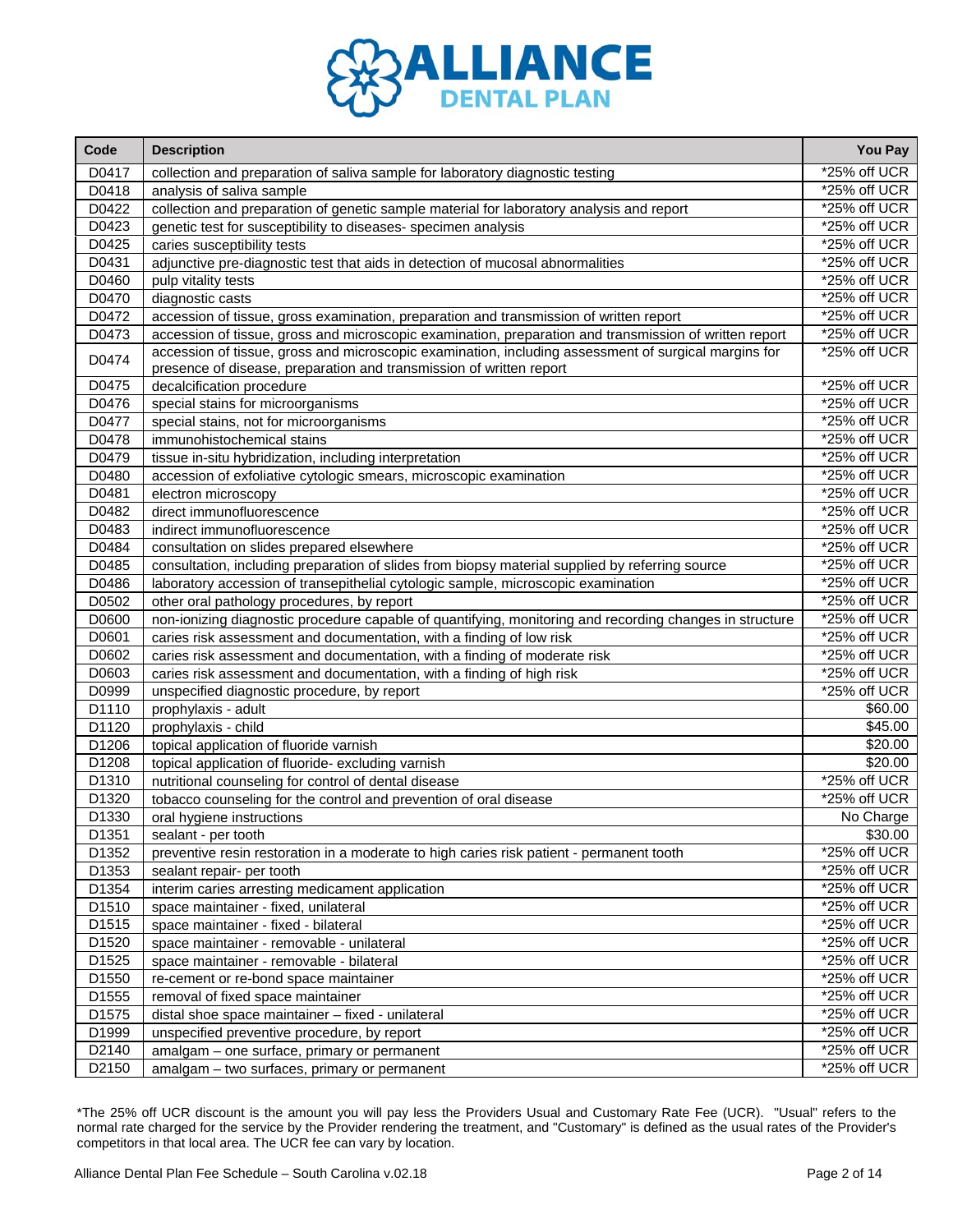| Code | Description | You Pay |
|---|---|---|
| D0417 | collection and preparation of saliva sample for laboratory diagnostic testing | *25% off UCR |
| D0418 | analysis of saliva sample | *25% off UCR |
| D0422 | collection and preparation of genetic sample material for laboratory analysis and report | *25% off UCR |
| D0423 | genetic test for susceptibility to diseases- specimen analysis | *25% off UCR |
| D0425 | caries susceptibility tests | *25% off UCR |
| D0431 | adjunctive pre-diagnostic test that aids in detection of mucosal abnormalities | *25% off UCR |
| D0460 | pulp vitality tests | *25% off UCR |
| D0470 | diagnostic casts | *25% off UCR |
| D0472 | accession of tissue, gross examination, preparation and transmission of written report | *25% off UCR |
| D0473 | accession of tissue, gross and microscopic examination, preparation and transmission of written report | *25% off UCR |
| D0474 | accession of tissue, gross and microscopic examination, including assessment of surgical margins for presence of disease, preparation and transmission of written report | *25% off UCR |
| D0475 | decalcification procedure | *25% off UCR |
| D0476 | special stains for microorganisms | *25% off UCR |
| D0477 | special stains, not for microorganisms | *25% off UCR |
| D0478 | immunohistochemical stains | *25% off UCR |
| D0479 | tissue in-situ hybridization, including interpretation | *25% off UCR |
| D0480 | accession of exfoliative cytologic smears, microscopic examination | *25% off UCR |
| D0481 | electron microscopy | *25% off UCR |
| D0482 | direct immunofluorescence | *25% off UCR |
| D0483 | indirect immunofluorescence | *25% off UCR |
| D0484 | consultation on slides prepared elsewhere | *25% off UCR |
| D0485 | consultation, including preparation of slides from biopsy material supplied by referring source | *25% off UCR |
| D0486 | laboratory accession of transepithelial cytologic sample, microscopic examination | *25% off UCR |
| D0502 | other oral pathology procedures, by report | *25% off UCR |
| D0600 | non-ionizing diagnostic procedure capable of quantifying, monitoring and recording changes in structure | *25% off UCR |
| D0601 | caries risk assessment and documentation, with a finding of low risk | *25% off UCR |
| D0602 | caries risk assessment and documentation, with a finding of moderate risk | *25% off UCR |
| D0603 | caries risk assessment and documentation, with a finding of high risk | *25% off UCR |
| D0999 | unspecified diagnostic procedure, by report | *25% off UCR |
| D1110 | prophylaxis - adult | $60.00 |
| D1120 | prophylaxis - child | $45.00 |
| D1206 | topical application of fluoride varnish | $20.00 |
| D1208 | topical application of fluoride- excluding varnish | $20.00 |
| D1310 | nutritional counseling for control of dental disease | *25% off UCR |
| D1320 | tobacco counseling for the control and prevention of oral disease | *25% off UCR |
| D1330 | oral hygiene instructions | No Charge |
| D1351 | sealant - per tooth | $30.00 |
| D1352 | preventive resin restoration in a moderate to high caries risk patient - permanent tooth | *25% off UCR |
| D1353 | sealant repair- per tooth | *25% off UCR |
| D1354 | interim caries arresting medicament application | *25% off UCR |
| D1510 | space maintainer - fixed, unilateral | *25% off UCR |
| D1515 | space maintainer - fixed - bilateral | *25% off UCR |
| D1520 | space maintainer - removable - unilateral | *25% off UCR |
| D1525 | space maintainer - removable - bilateral | *25% off UCR |
| D1550 | re-cement or re-bond space maintainer | *25% off UCR |
| D1555 | removal of fixed space maintainer | *25% off UCR |
| D1575 | distal shoe space maintainer – fixed - unilateral | *25% off UCR |
| D1999 | unspecified preventive procedure, by report | *25% off UCR |
| D2140 | amalgam – one surface, primary or permanent | *25% off UCR |
| D2150 | amalgam – two surfaces, primary or permanent | *25% off UCR |

*The 25% off UCR discount is the amount you will pay less the Providers Usual and Customary Rate Fee (UCR). "Usual" refers to the normal rate charged for the service by the Provider rendering the treatment, and "Customary" is defined as the usual rates of the Provider's competitors in that local area. The UCR fee can vary by location.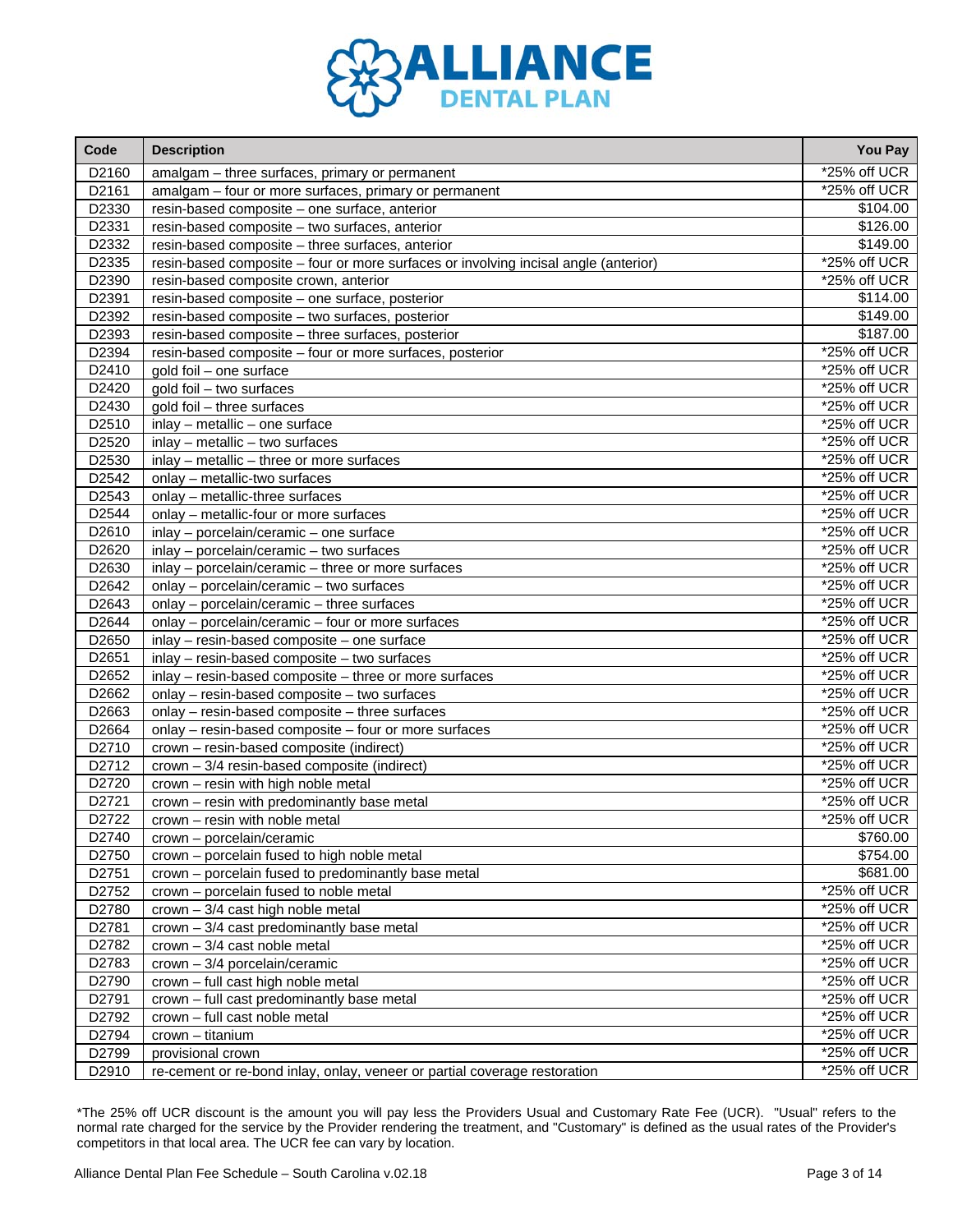# ALLIANCE DENTAL PLAN

| Code | Description | You Pay |
|---|---|---|
| D2160 | amalgam – three surfaces, primary or permanent | *25% off UCR |
| D2161 | amalgam – four or more surfaces, primary or permanent | *25% off UCR |
| D2330 | resin-based composite – one surface, anterior | $104.00 |
| D2331 | resin-based composite – two surfaces, anterior | $126.00 |
| D2332 | resin-based composite – three surfaces, anterior | $149.00 |
| D2335 | resin-based composite – four or more surfaces or involving incisal angle (anterior) | *25% off UCR |
| D2390 | resin-based composite crown, anterior | *25% off UCR |
| D2391 | resin-based composite – one surface, posterior | $114.00 |
| D2392 | resin-based composite – two surfaces, posterior | $149.00 |
| D2393 | resin-based composite – three surfaces, posterior | $187.00 |
| D2394 | resin-based composite – four or more surfaces, posterior | *25% off UCR |
| D2410 | gold foil – one surface | *25% off UCR |
| D2420 | gold foil – two surfaces | *25% off UCR |
| D2430 | gold foil – three surfaces | *25% off UCR |
| D2510 | inlay – metallic – one surface | *25% off UCR |
| D2520 | inlay – metallic – two surfaces | *25% off UCR |
| D2530 | inlay – metallic – three or more surfaces | *25% off UCR |
| D2542 | onlay – metallic-two surfaces | *25% off UCR |
| D2543 | onlay – metallic-three surfaces | *25% off UCR |
| D2544 | onlay – metallic-four or more surfaces | *25% off UCR |
| D2610 | inlay – porcelain/ceramic – one surface | *25% off UCR |
| D2620 | inlay – porcelain/ceramic – two surfaces | *25% off UCR |
| D2630 | inlay – porcelain/ceramic – three or more surfaces | *25% off UCR |
| D2642 | onlay – porcelain/ceramic – two surfaces | *25% off UCR |
| D2643 | onlay – porcelain/ceramic – three surfaces | *25% off UCR |
| D2644 | onlay – porcelain/ceramic – four or more surfaces | *25% off UCR |
| D2650 | inlay – resin-based composite – one surface | *25% off UCR |
| D2651 | inlay – resin-based composite – two surfaces | *25% off UCR |
| D2652 | inlay – resin-based composite – three or more surfaces | *25% off UCR |
| D2662 | onlay – resin-based composite – two surfaces | *25% off UCR |
| D2663 | onlay – resin-based composite – three surfaces | *25% off UCR |
| D2664 | onlay – resin-based composite – four or more surfaces | *25% off UCR |
| D2710 | crown – resin-based composite (indirect) | *25% off UCR |
| D2712 | crown – 3/4 resin-based composite (indirect) | *25% off UCR |
| D2720 | crown – resin with high noble metal | *25% off UCR |
| D2721 | crown – resin with predominantly base metal | *25% off UCR |
| D2722 | crown – resin with noble metal | *25% off UCR |
| D2740 | crown – porcelain/ceramic | $760.00 |
| D2750 | crown – porcelain fused to high noble metal | $754.00 |
| D2751 | crown – porcelain fused to predominantly base metal | $681.00 |
| D2752 | crown – porcelain fused to noble metal | *25% off UCR |
| D2780 | crown – 3/4 cast high noble metal | *25% off UCR |
| D2781 | crown – 3/4 cast predominantly base metal | *25% off UCR |
| D2782 | crown – 3/4 cast noble metal | *25% off UCR |
| D2783 | crown – 3/4 porcelain/ceramic | *25% off UCR |
| D2790 | crown – full cast high noble metal | *25% off UCR |
| D2791 | crown – full cast predominantly base metal | *25% off UCR |
| D2792 | crown – full cast noble metal | *25% off UCR |
| D2794 | crown – titanium | *25% off UCR |
| D2799 | provisional crown | *25% off UCR |
| D2910 | re-cement or re-bond inlay, onlay, veneer or partial coverage restoration | *25% off UCR |

*The 25% off UCR discount is the amount you will pay less the Providers Usual and Customary Rate Fee (UCR). "Usual" refers to the normal rate charged for the service by the Provider rendering the treatment, and "Customary" is defined as the usual rates of the Provider's competitors in that local area. The UCR fee can vary by location.

Alliance Dental Plan Fee Schedule – South Carolina v.02.18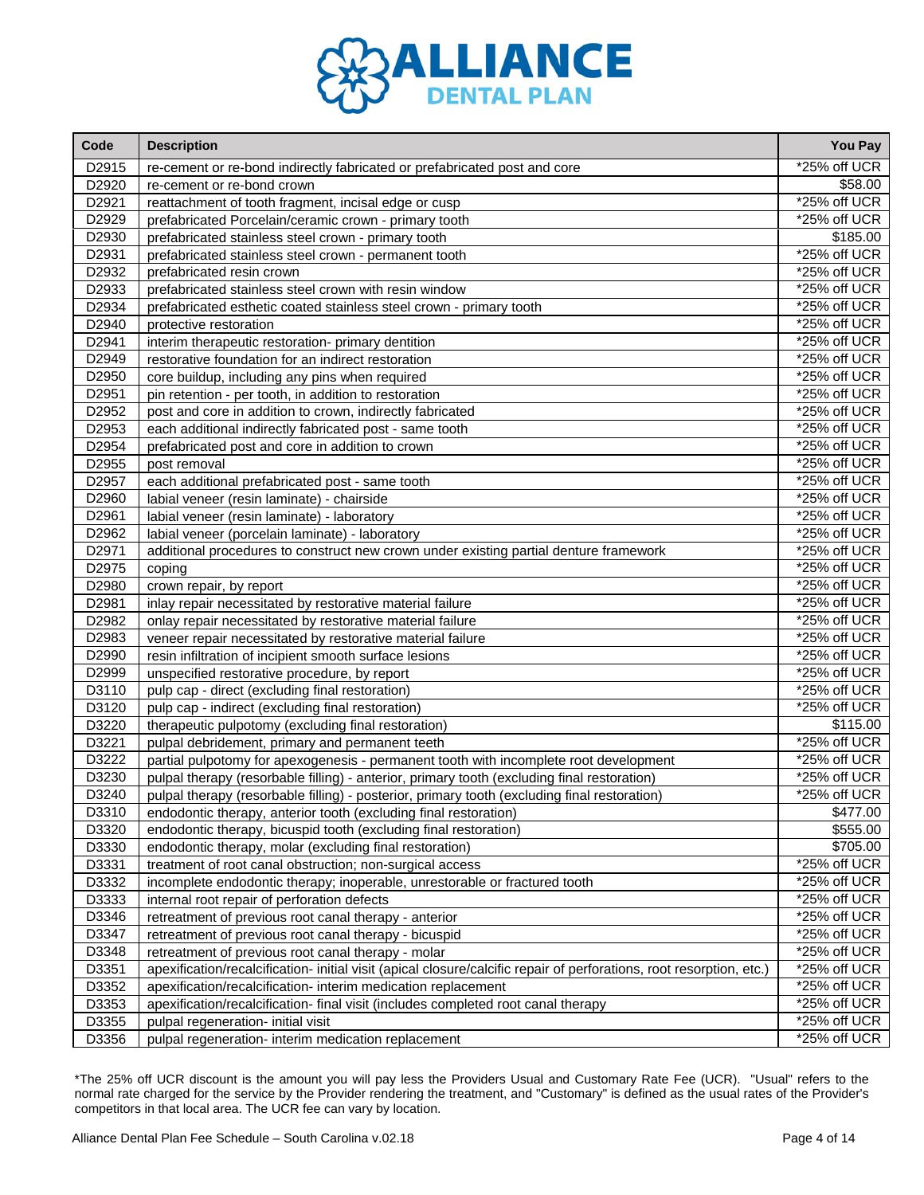# ALLIANCE DENTAL PLAN

| Code | Description | You Pay |
|---|---|---|
| D2915 | re-cement or re-bond indirectly fabricated or prefabricated post and core | *25% off UCR |
| D2920 | re-cement or re-bond crown | $58.00 |
| D2921 | reattachment of tooth fragment, incisal edge or cusp | *25% off UCR |
| D2929 | prefabricated Porcelain/ceramic crown - primary tooth | *25% off UCR |
| D2930 | prefabricated stainless steel crown - primary tooth | $185.00 |
| D2931 | prefabricated stainless steel crown - permanent tooth | *25% off UCR |
| D2932 | prefabricated resin crown | *25% off UCR |
| D2933 | prefabricated stainless steel crown with resin window | *25% off UCR |
| D2934 | prefabricated esthetic coated stainless steel crown - primary tooth | *25% off UCR |
| D2940 | protective restoration | *25% off UCR |
| D2941 | interim therapeutic restoration- primary dentition | *25% off UCR |
| D2949 | restorative foundation for an indirect restoration | *25% off UCR |
| D2950 | core buildup, including any pins when required | *25% off UCR |
| D2951 | pin retention - per tooth, in addition to restoration | *25% off UCR |
| D2952 | post and core in addition to crown, indirectly fabricated | *25% off UCR |
| D2953 | each additional indirectly fabricated post - same tooth | *25% off UCR |
| D2954 | prefabricated post and core in addition to crown | *25% off UCR |
| D2955 | post removal | *25% off UCR |
| D2957 | each additional prefabricated post - same tooth | *25% off UCR |
| D2960 | labial veneer (resin laminate) - chairside | *25% off UCR |
| D2961 | labial veneer (resin laminate) - laboratory | *25% off UCR |
| D2962 | labial veneer (porcelain laminate) - laboratory | *25% off UCR |
| D2971 | additional procedures to construct new crown under existing partial denture framework | *25% off UCR |
| D2975 | coping | *25% off UCR |
| D2980 | crown repair, by report | *25% off UCR |
| D2981 | inlay repair necessitated by restorative material failure | *25% off UCR |
| D2982 | onlay repair necessitated by restorative material failure | *25% off UCR |
| D2983 | veneer repair necessitated by restorative material failure | *25% off UCR |
| D2990 | resin infiltration of incipient smooth surface lesions | *25% off UCR |
| D2999 | unspecified restorative procedure, by report | *25% off UCR |
| D3110 | pulp cap - direct (excluding final restoration) | *25% off UCR |
| D3120 | pulp cap - indirect (excluding final restoration) | *25% off UCR |
| D3220 | therapeutic pulpotomy (excluding final restoration) | $115.00 |
| D3221 | pulpal debridement, primary and permanent teeth | *25% off UCR |
| D3222 | partial pulpotomy for apexogenesis - permanent tooth with incomplete root development | *25% off UCR |
| D3230 | pulpal therapy (resorbable filling) - anterior, primary tooth (excluding final restoration) | *25% off UCR |
| D3240 | pulpal therapy (resorbable filling) - posterior, primary tooth (excluding final restoration) | *25% off UCR |
| D3310 | endodontic therapy, anterior tooth (excluding final restoration) | $477.00 |
| D3320 | endodontic therapy, bicuspid tooth (excluding final restoration) | $555.00 |
| D3330 | endodontic therapy, molar (excluding final restoration) | $705.00 |
| D3331 | treatment of root canal obstruction; non-surgical access | *25% off UCR |
| D3332 | incomplete endodontic therapy; inoperable, unrestorable or fractured tooth | *25% off UCR |
| D3333 | internal root repair of perforation defects | *25% off UCR |
| D3346 | retreatment of previous root canal therapy - anterior | *25% off UCR |
| D3347 | retreatment of previous root canal therapy - bicuspid | *25% off UCR |
| D3348 | retreatment of previous root canal therapy - molar | *25% off UCR |
| D3351 | apexification/recalcification- initial visit (apical closure/calcific repair of perforations, root resorption, etc.) | *25% off UCR |
| D3352 | apexification/recalcification- interim medication replacement | *25% off UCR |
| D3353 | apexification/recalcification- final visit (includes completed root canal therapy | *25% off UCR |
| D3355 | pulpal regeneration- initial visit | *25% off UCR |
| D3356 | pulpal regeneration- interim medication replacement | *25% off UCR |

*The 25% off UCR discount is the amount you will pay less the Providers Usual and Customary Rate Fee (UCR). "Usual" refers to the normal rate charged for the service by the Provider rendering the treatment, and "Customary" is defined as the usual rates of the Provider's competitors in that local area. The UCR fee can vary by location.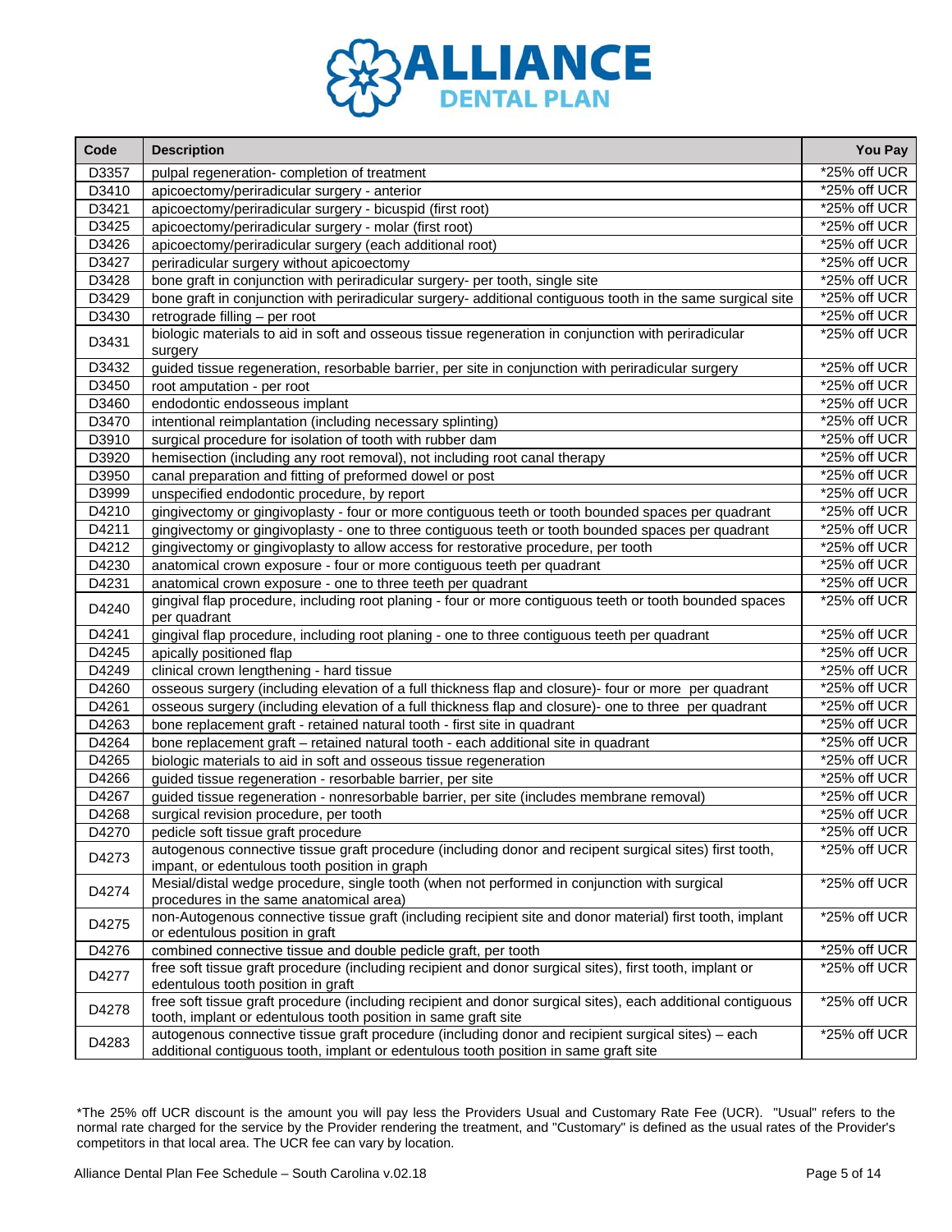# ALLIANCE DENTAL PLAN

| Code | Description | You Pay |
|---|---|---|
| D3357 | pulpal regeneration- completion of treatment | *25% off UCR |
| D3410 | apicoectomy/periradicular surgery - anterior | *25% off UCR |
| D3421 | apicoectomy/periradicular surgery - bicuspid (first root) | *25% off UCR |
| D3425 | apicoectomy/periradicular surgery - molar (first root) | *25% off UCR |
| D3426 | apicoectomy/periradicular surgery (each additional root) | *25% off UCR |
| D3427 | periradicular surgery without apicoectomy | *25% off UCR |
| D3428 | bone graft in conjunction with periradicular surgery- per tooth, single site | *25% off UCR |
| D3429 | bone graft in conjunction with periradicular surgery- additional contiguous tooth in the same surgical site | *25% off UCR |
| D3430 | retrograde filling – per root | *25% off UCR |
| D3431 | biologic materials to aid in soft and osseous tissue regeneration in conjunction with periradicular surgery | *25% off UCR |
| D3432 | guided tissue regeneration, resorbable barrier, per site in conjunction with periradicular surgery | *25% off UCR |
| D3450 | root amputation - per root | *25% off UCR |
| D3460 | endodontic endosseous implant | *25% off UCR |
| D3470 | intentional reimplantation (including necessary splinting) | *25% off UCR |
| D3910 | surgical procedure for isolation of tooth with rubber dam | *25% off UCR |
| D3920 | hemisection (including any root removal), not including root canal therapy | *25% off UCR |
| D3950 | canal preparation and fitting of preformed dowel or post | *25% off UCR |
| D3999 | unspecified endodontic procedure, by report | *25% off UCR |
| D4210 | gingivectomy or gingivoplasty - four or more contiguous teeth or tooth bounded spaces per quadrant | *25% off UCR |
| D4211 | gingivectomy or gingivoplasty - one to three contiguous teeth or tooth bounded spaces per quadrant | *25% off UCR |
| D4212 | gingivectomy or gingivoplasty to allow access for restorative procedure, per tooth | *25% off UCR |
| D4230 | anatomical crown exposure - four or more contiguous teeth per quadrant | *25% off UCR |
| D4231 | anatomical crown exposure - one to three teeth per quadrant | *25% off UCR |
| D4240 | gingival flap procedure, including root planing - four or more contiguous teeth or tooth bounded spaces per quadrant | *25% off UCR |
| D4241 | gingival flap procedure, including root planing - one to three contiguous teeth per quadrant | *25% off UCR |
| D4245 | apically positioned flap | *25% off UCR |
| D4249 | clinical crown lengthening - hard tissue | *25% off UCR |
| D4260 | osseous surgery (including elevation of a full thickness flap and closure)- four or more per quadrant | *25% off UCR |
| D4261 | osseous surgery (including elevation of a full thickness flap and closure)- one to three per quadrant | *25% off UCR |
| D4263 | bone replacement graft - retained natural tooth - first site in quadrant | *25% off UCR |
| D4264 | bone replacement graft – retained natural tooth - each additional site in quadrant | *25% off UCR |
| D4265 | biologic materials to aid in soft and osseous tissue regeneration | *25% off UCR |
| D4266 | guided tissue regeneration - resorbable barrier, per site | *25% off UCR |
| D4267 | guided tissue regeneration - nonresorbable barrier, per site (includes membrane removal) | *25% off UCR |
| D4268 | surgical revision procedure, per tooth | *25% off UCR |
| D4270 | pedicle soft tissue graft procedure | *25% off UCR |
| D4273 | autogenous connective tissue graft procedure (including donor and recipent surgical sites) first tooth, impant, or edentulous tooth position in graph | *25% off UCR |
| D4274 | Mesial/distal wedge procedure, single tooth (when not performed in conjunction with surgical procedures in the same anatomical area) | *25% off UCR |
| D4275 | non-Autogenous connective tissue graft (including recipient site and donor material) first tooth, implant or edentulous position in graft | *25% off UCR |
| D4276 | combined connective tissue and double pedicle graft, per tooth | *25% off UCR |
| D4277 | free soft tissue graft procedure (including recipient and donor surgical sites), first tooth, implant or edentulous tooth position in graft | *25% off UCR |
| D4278 | free soft tissue graft procedure (including recipient and donor surgical sites), each additional contiguous tooth, implant or edentulous tooth position in same graft site | *25% off UCR |
| D4283 | autogenous connective tissue graft procedure (including donor and recipient surgical sites) – each additional contiguous tooth, implant or edentulous tooth position in same graft site | *25% off UCR |

*The 25% off UCR discount is the amount you will pay less the Providers Usual and Customary Rate Fee (UCR). "Usual" refers to the normal rate charged for the service by the Provider rendering the treatment, and "Customary" is defined as the usual rates of the Provider's competitors in that local area. The UCR fee can vary by location.

Alliance Dental Plan Fee Schedule – South Carolina v.02.18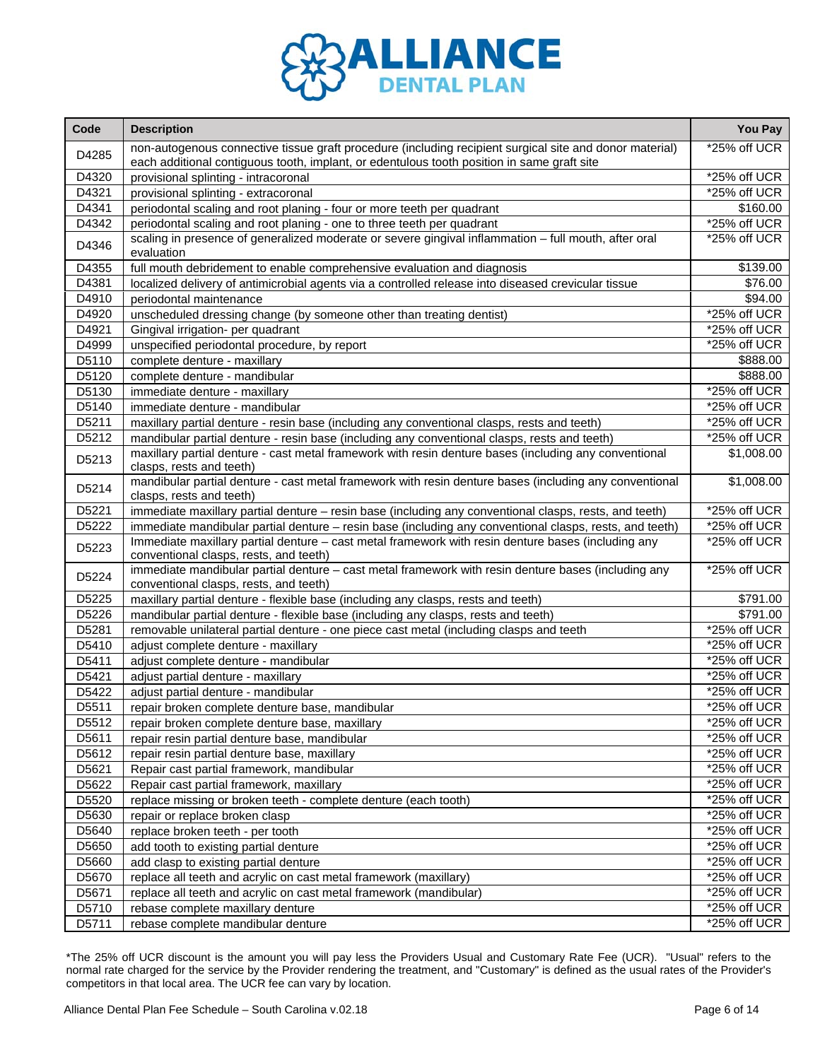# ALLIANCE DENTAL PLAN

| Code | Description | You Pay |
|---|---|---|
| D4285 | non-autogenous connective tissue graft procedure (including recipient surgical site and donor material) each additional contiguous tooth, implant, or edentulous tooth position in same graft site | *25% off UCR |
| D4320 | provisional splinting - intracoronal | *25% off UCR |
| D4321 | provisional splinting - extracoronal | *25% off UCR |
| D4341 | periodontal scaling and root planing - four or more teeth per quadrant | $160.00 |
| D4342 | periodontal scaling and root planing - one to three teeth per quadrant | *25% off UCR |
| D4346 | scaling in presence of generalized moderate or severe gingival inflammation – full mouth, after oral evaluation | *25% off UCR |
| D4355 | full mouth debridement to enable comprehensive evaluation and diagnosis | $139.00 |
| D4381 | localized delivery of antimicrobial agents via a controlled release into diseased crevicular tissue | $76.00 |
| D4910 | periodontal maintenance | $94.00 |
| D4920 | unscheduled dressing change (by someone other than treating dentist) | *25% off UCR |
| D4921 | Gingival irrigation- per quadrant | *25% off UCR |
| D4999 | unspecified periodontal procedure, by report | *25% off UCR |
| D5110 | complete denture - maxillary | $888.00 |
| D5120 | complete denture - mandibular | $888.00 |
| D5130 | immediate denture - maxillary | *25% off UCR |
| D5140 | immediate denture - mandibular | *25% off UCR |
| D5211 | maxillary partial denture - resin base (including any conventional clasps, rests and teeth) | *25% off UCR |
| D5212 | mandibular partial denture - resin base (including any conventional clasps, rests and teeth) | *25% off UCR |
| D5213 | maxillary partial denture - cast metal framework with resin denture bases (including any conventional clasps, rests and teeth) | $1,008.00 |
| D5214 | mandibular partial denture - cast metal framework with resin denture bases (including any conventional clasps, rests and teeth) | $1,008.00 |
| D5221 | immediate maxillary partial denture – resin base (including any conventional clasps, rests, and teeth) | *25% off UCR |
| D5222 | immediate mandibular partial denture – resin base (including any conventional clasps, rests, and teeth) | *25% off UCR |
| D5223 | Immediate maxillary partial denture – cast metal framework with resin denture bases (including any conventional clasps, rests, and teeth) | *25% off UCR |
| D5224 | immediate mandibular partial denture – cast metal framework with resin denture bases (including any conventional clasps, rests, and teeth) | *25% off UCR |
| D5225 | maxillary partial denture - flexible base (including any clasps, rests and teeth) | $791.00 |
| D5226 | mandibular partial denture - flexible base (including any clasps, rests and teeth) | $791.00 |
| D5281 | removable unilateral partial denture - one piece cast metal (including clasps and teeth | *25% off UCR |
| D5410 | adjust complete denture - maxillary | *25% off UCR |
| D5411 | adjust complete denture - mandibular | *25% off UCR |
| D5421 | adjust partial denture - maxillary | *25% off UCR |
| D5422 | adjust partial denture - mandibular | *25% off UCR |
| D5511 | repair broken complete denture base, mandibular | *25% off UCR |
| D5512 | repair broken complete denture base, maxillary | *25% off UCR |
| D5611 | repair resin partial denture base, mandibular | *25% off UCR |
| D5612 | repair resin partial denture base, maxillary | *25% off UCR |
| D5621 | Repair cast partial framework, mandibular | *25% off UCR |
| D5622 | Repair cast partial framework, maxillary | *25% off UCR |
| D5520 | replace missing or broken teeth - complete denture (each tooth) | *25% off UCR |
| D5630 | repair or replace broken clasp | *25% off UCR |
| D5640 | replace broken teeth - per tooth | *25% off UCR |
| D5650 | add tooth to existing partial denture | *25% off UCR |
| D5660 | add clasp to existing partial denture | *25% off UCR |
| D5670 | replace all teeth and acrylic on cast metal framework (maxillary) | *25% off UCR |
| D5671 | replace all teeth and acrylic on cast metal framework (mandibular) | *25% off UCR |
| D5710 | rebase complete maxillary denture | *25% off UCR |
| D5711 | rebase complete mandibular denture | *25% off UCR |

*The 25% off UCR discount is the amount you will pay less the Providers Usual and Customary Rate Fee (UCR). "Usual" refers to the normal rate charged for the service by the Provider rendering the treatment, and "Customary" is defined as the usual rates of the Provider's competitors in that local area. The UCR fee can vary by location.

Alliance Dental Plan Fee Schedule – South Carolina v.02.18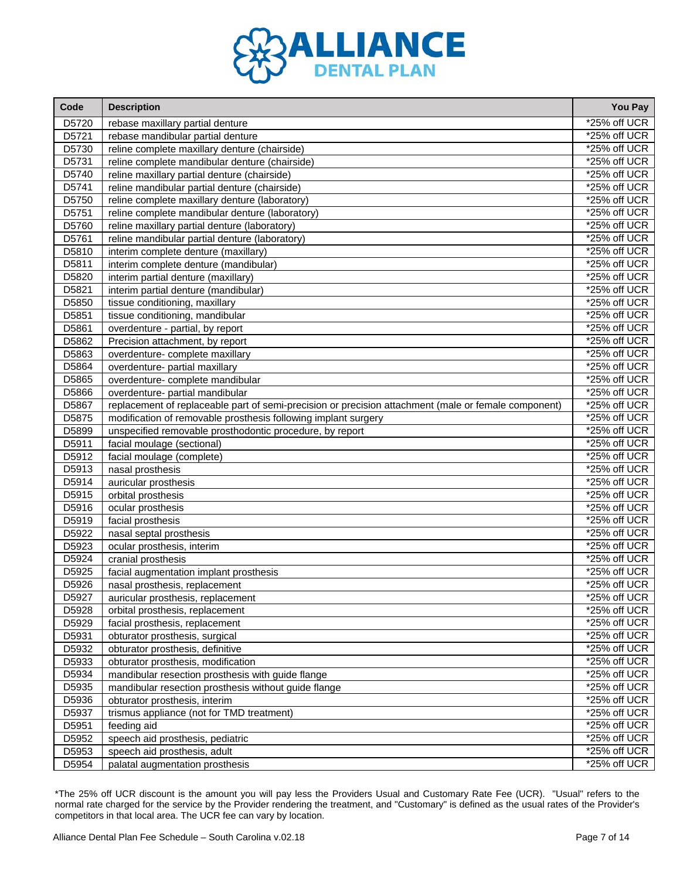| Code | Description | You Pay |
|---|---|---|
| D5720 | rebase maxillary partial denture | *25% off UCR |
| D5721 | rebase mandibular partial denture | *25% off UCR |
| D5730 | reline complete maxillary denture (chairside) | *25% off UCR |
| D5731 | reline complete mandibular denture (chairside) | *25% off UCR |
| D5740 | reline maxillary partial denture (chairside) | *25% off UCR |
| D5741 | reline mandibular partial denture (chairside) | *25% off UCR |
| D5750 | reline complete maxillary denture (laboratory) | *25% off UCR |
| D5751 | reline complete mandibular denture (laboratory) | *25% off UCR |
| D5760 | reline maxillary partial denture (laboratory) | *25% off UCR |
| D5761 | reline mandibular partial denture (laboratory) | *25% off UCR |
| D5810 | interim complete denture (maxillary) | *25% off UCR |
| D5811 | interim complete denture (mandibular) | *25% off UCR |
| D5820 | interim partial denture (maxillary) | *25% off UCR |
| D5821 | interim partial denture (mandibular) | *25% off UCR |
| D5850 | tissue conditioning, maxillary | *25% off UCR |
| D5851 | tissue conditioning, mandibular | *25% off UCR |
| D5861 | overdenture - partial, by report | *25% off UCR |
| D5862 | Precision attachment, by report | *25% off UCR |
| D5863 | overdenture- complete maxillary | *25% off UCR |
| D5864 | overdenture- partial maxillary | *25% off UCR |
| D5865 | overdenture- complete mandibular | *25% off UCR |
| D5866 | overdenture- partial mandibular | *25% off UCR |
| D5867 | replacement of replaceable part of semi-precision or precision attachment (male or female component) | *25% off UCR |
| D5875 | modification of removable prosthesis following implant surgery | *25% off UCR |
| D5899 | unspecified removable prosthodontic procedure, by report | *25% off UCR |
| D5911 | facial moulage (sectional) | *25% off UCR |
| D5912 | facial moulage (complete) | *25% off UCR |
| D5913 | nasal prosthesis | *25% off UCR |
| D5914 | auricular prosthesis | *25% off UCR |
| D5915 | orbital prosthesis | *25% off UCR |
| D5916 | ocular prosthesis | *25% off UCR |
| D5919 | facial prosthesis | *25% off UCR |
| D5922 | nasal septal prosthesis | *25% off UCR |
| D5923 | ocular prosthesis, interim | *25% off UCR |
| D5924 | cranial prosthesis | *25% off UCR |
| D5925 | facial augmentation implant prosthesis | *25% off UCR |
| D5926 | nasal prosthesis, replacement | *25% off UCR |
| D5927 | auricular prosthesis, replacement | *25% off UCR |
| D5928 | orbital prosthesis, replacement | *25% off UCR |
| D5929 | facial prosthesis, replacement | *25% off UCR |
| D5931 | obturator prosthesis, surgical | *25% off UCR |
| D5932 | obturator prosthesis, definitive | *25% off UCR |
| D5933 | obturator prosthesis, modification | *25% off UCR |
| D5934 | mandibular resection prosthesis with guide flange | *25% off UCR |
| D5935 | mandibular resection prosthesis without guide flange | *25% off UCR |
| D5936 | obturator prosthesis, interim | *25% off UCR |
| D5937 | trismus appliance (not for TMD treatment) | *25% off UCR |
| D5951 | feeding aid | *25% off UCR |
| D5952 | speech aid prosthesis, pediatric | *25% off UCR |
| D5953 | speech aid prosthesis, adult | *25% off UCR |
| D5954 | palatal augmentation prosthesis | *25% off UCR |

*The 25% off UCR discount is the amount you will pay less the Providers Usual and Customary Rate Fee (UCR). "Usual" refers to the normal rate charged for the service by the Provider rendering the treatment, and "Customary" is defined as the usual rates of the Provider's competitors in that local area. The UCR fee can vary by location.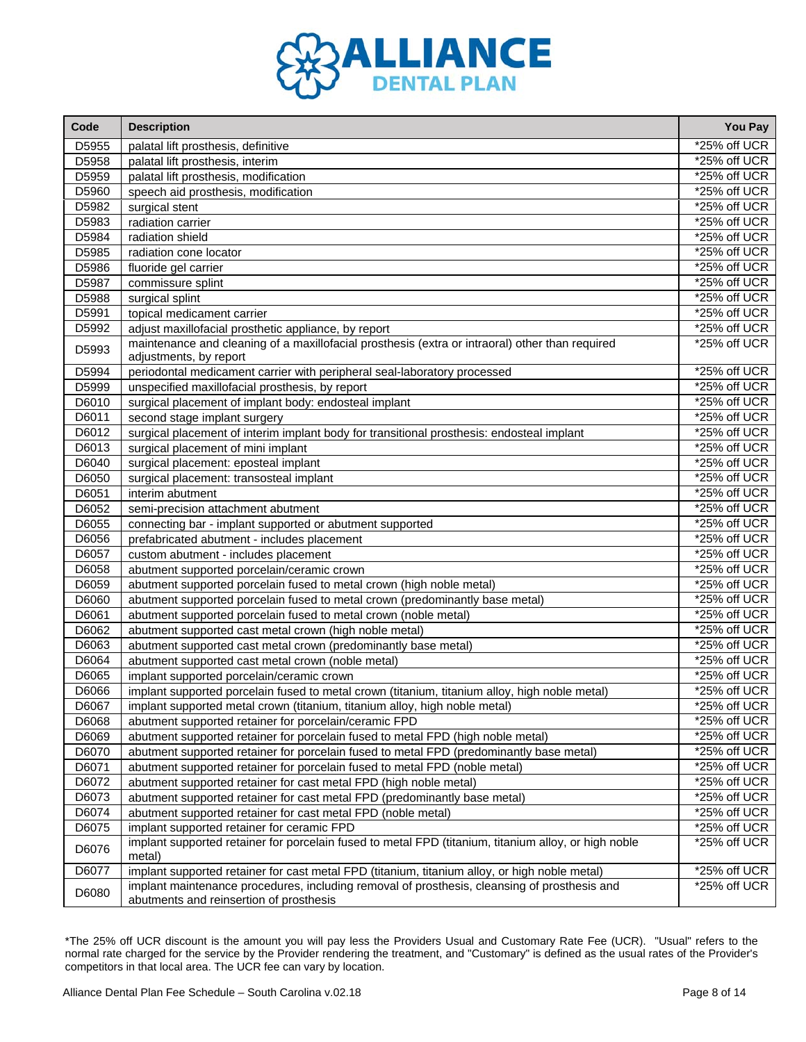| Code | Description | You Pay |
|---|---|---|
| D5955 | palatal lift prosthesis, definitive | *25% off UCR |
| D5958 | palatal lift prosthesis, interim | *25% off UCR |
| D5959 | palatal lift prosthesis, modification | *25% off UCR |
| D5960 | speech aid prosthesis, modification | *25% off UCR |
| D5982 | surgical stent | *25% off UCR |
| D5983 | radiation carrier | *25% off UCR |
| D5984 | radiation shield | *25% off UCR |
| D5985 | radiation cone locator | *25% off UCR |
| D5986 | fluoride gel carrier | *25% off UCR |
| D5987 | commissure splint | *25% off UCR |
| D5988 | surgical splint | *25% off UCR |
| D5991 | topical medicament carrier | *25% off UCR |
| D5992 | adjust maxillofacial prosthetic appliance, by report | *25% off UCR |
| D5993 | maintenance and cleaning of a maxillofacial prosthesis (extra or intraoral) other than required adjustments, by report | *25% off UCR |
| D5994 | periodontal medicament carrier with peripheral seal-laboratory processed | *25% off UCR |
| D5999 | unspecified maxillofacial prosthesis, by report | *25% off UCR |
| D6010 | surgical placement of implant body: endosteal implant | *25% off UCR |
| D6011 | second stage implant surgery | *25% off UCR |
| D6012 | surgical placement of interim implant body for transitional prosthesis: endosteal implant | *25% off UCR |
| D6013 | surgical placement of mini implant | *25% off UCR |
| D6040 | surgical placement: eposteal implant | *25% off UCR |
| D6050 | surgical placement: transosteal implant | *25% off UCR |
| D6051 | interim abutment | *25% off UCR |
| D6052 | semi-precision attachment abutment | *25% off UCR |
| D6055 | connecting bar - implant supported or abutment supported | *25% off UCR |
| D6056 | prefabricated abutment - includes placement | *25% off UCR |
| D6057 | custom abutment - includes placement | *25% off UCR |
| D6058 | abutment supported porcelain/ceramic crown | *25% off UCR |
| D6059 | abutment supported porcelain fused to metal crown (high noble metal) | *25% off UCR |
| D6060 | abutment supported porcelain fused to metal crown (predominantly base metal) | *25% off UCR |
| D6061 | abutment supported porcelain fused to metal crown (noble metal) | *25% off UCR |
| D6062 | abutment supported cast metal crown (high noble metal) | *25% off UCR |
| D6063 | abutment supported cast metal crown (predominantly base metal) | *25% off UCR |
| D6064 | abutment supported cast metal crown (noble metal) | *25% off UCR |
| D6065 | implant supported porcelain/ceramic crown | *25% off UCR |
| D6066 | implant supported porcelain fused to metal crown (titanium, titanium alloy, high noble metal) | *25% off UCR |
| D6067 | implant supported metal crown (titanium, titanium alloy, high noble metal) | *25% off UCR |
| D6068 | abutment supported retainer for porcelain/ceramic FPD | *25% off UCR |
| D6069 | abutment supported retainer for porcelain fused to metal FPD (high noble metal) | *25% off UCR |
| D6070 | abutment supported retainer for porcelain fused to metal FPD (predominantly base metal) | *25% off UCR |
| D6071 | abutment supported retainer for porcelain fused to metal FPD (noble metal) | *25% off UCR |
| D6072 | abutment supported retainer for cast metal FPD (high noble metal) | *25% off UCR |
| D6073 | abutment supported retainer for cast metal FPD (predominantly base metal) | *25% off UCR |
| D6074 | abutment supported retainer for cast metal FPD (noble metal) | *25% off UCR |
| D6075 | implant supported retainer for ceramic FPD | *25% off UCR |
| D6076 | implant supported retainer for porcelain fused to metal FPD (titanium, titanium alloy, or high noble metal) | *25% off UCR |
| D6077 | implant supported retainer for cast metal FPD (titanium, titanium alloy, or high noble metal) | *25% off UCR |
| D6080 | implant maintenance procedures, including removal of prosthesis, cleansing of prosthesis and abutments and reinsertion of prosthesis | *25% off UCR |

*The 25% off UCR discount is the amount you will pay less the Providers Usual and Customary Rate Fee (UCR). "Usual" refers to the normal rate charged for the service by the Provider rendering the treatment, and "Customary" is defined as the usual rates of the Provider's competitors in that local area. The UCR fee can vary by location.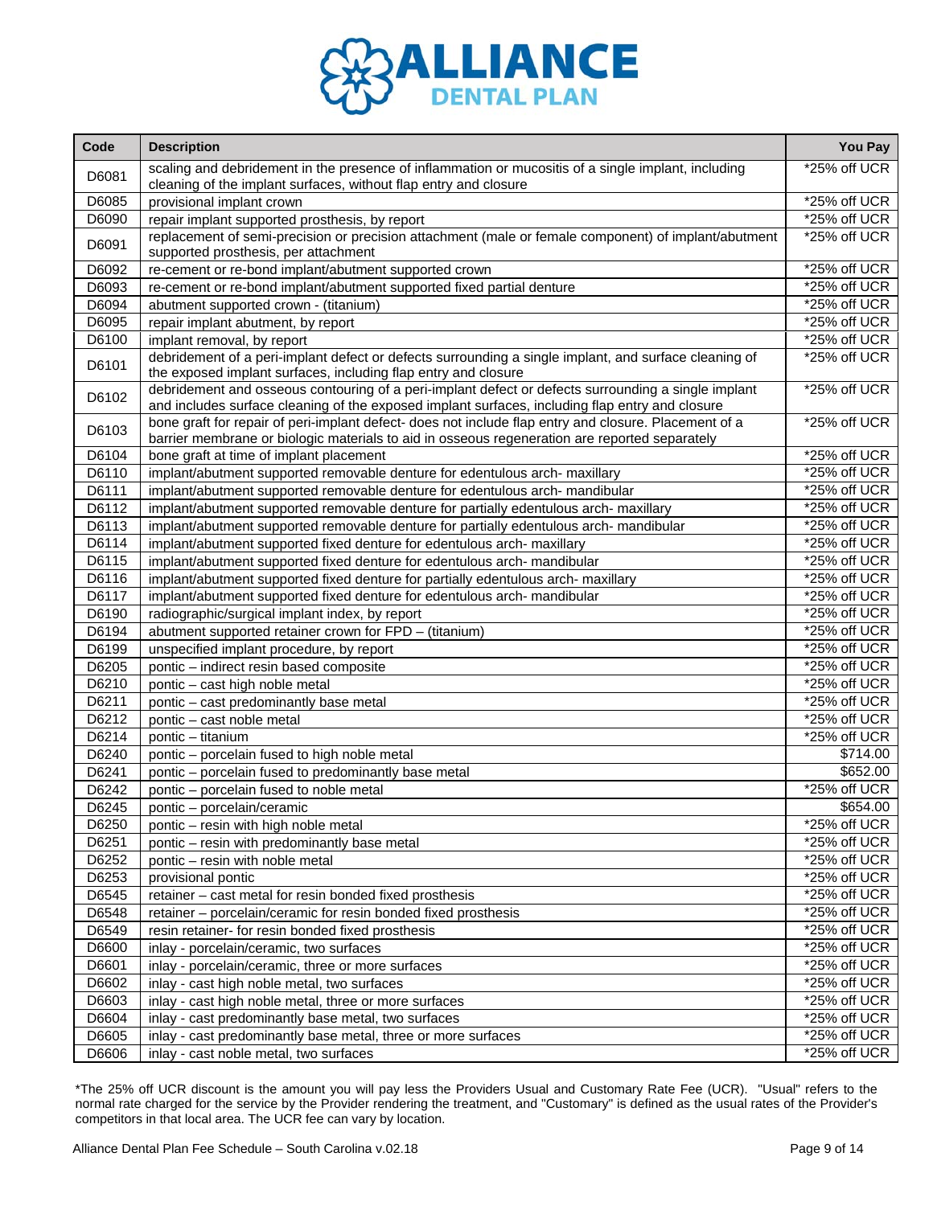| Code | Description | You Pay |
|---|---|---|
| D6081 | scaling and debridement in the presence of inflammation or mucositis of a single implant, including cleaning of the implant surfaces, without flap entry and closure | *25% off UCR |
| D6085 | provisional implant crown | *25% off UCR |
| D6090 | repair implant supported prosthesis, by report | *25% off UCR |
| D6091 | replacement of semi-precision or precision attachment (male or female component) of implant/abutment supported prosthesis, per attachment | *25% off UCR |
| D6092 | re-cement or re-bond implant/abutment supported crown | *25% off UCR |
| D6093 | re-cement or re-bond implant/abutment supported fixed partial denture | *25% off UCR |
| D6094 | abutment supported crown - (titanium) | *25% off UCR |
| D6095 | repair implant abutment, by report | *25% off UCR |
| D6100 | implant removal, by report | *25% off UCR |
| D6101 | debridement of a peri-implant defect or defects surrounding a single implant, and surface cleaning of the exposed implant surfaces, including flap entry and closure | *25% off UCR |
| D6102 | debridement and osseous contouring of a peri-implant defect or defects surrounding a single implant and includes surface cleaning of the exposed implant surfaces, including flap entry and closure | *25% off UCR |
| D6103 | bone graft for repair of peri-implant defect- does not include flap entry and closure. Placement of a barrier membrane or biologic materials to aid in osseous regeneration are reported separately | *25% off UCR |
| D6104 | bone graft at time of implant placement | *25% off UCR |
| D6110 | implant/abutment supported removable denture for edentulous arch- maxillary | *25% off UCR |
| D6111 | implant/abutment supported removable denture for edentulous arch- mandibular | *25% off UCR |
| D6112 | implant/abutment supported removable denture for partially edentulous arch- maxillary | *25% off UCR |
| D6113 | implant/abutment supported removable denture for partially edentulous arch- mandibular | *25% off UCR |
| D6114 | implant/abutment supported fixed denture for edentulous arch- maxillary | *25% off UCR |
| D6115 | implant/abutment supported fixed denture for edentulous arch- mandibular | *25% off UCR |
| D6116 | implant/abutment supported fixed denture for partially edentulous arch- maxillary | *25% off UCR |
| D6117 | implant/abutment supported fixed denture for edentulous arch- mandibular | *25% off UCR |
| D6190 | radiographic/surgical implant index, by report | *25% off UCR |
| D6194 | abutment supported retainer crown for FPD – (titanium) | *25% off UCR |
| D6199 | unspecified implant procedure, by report | *25% off UCR |
| D6205 | pontic – indirect resin based composite | *25% off UCR |
| D6210 | pontic – cast high noble metal | *25% off UCR |
| D6211 | pontic – cast predominantly base metal | *25% off UCR |
| D6212 | pontic – cast noble metal | *25% off UCR |
| D6214 | pontic – titanium | *25% off UCR |
| D6240 | pontic – porcelain fused to high noble metal | $714.00 |
| D6241 | pontic – porcelain fused to predominantly base metal | $652.00 |
| D6242 | pontic – porcelain fused to noble metal | *25% off UCR |
| D6245 | pontic – porcelain/ceramic | $654.00 |
| D6250 | pontic – resin with high noble metal | *25% off UCR |
| D6251 | pontic – resin with predominantly base metal | *25% off UCR |
| D6252 | pontic – resin with noble metal | *25% off UCR |
| D6253 | provisional pontic | *25% off UCR |
| D6545 | retainer – cast metal for resin bonded fixed prosthesis | *25% off UCR |
| D6548 | retainer – porcelain/ceramic for resin bonded fixed prosthesis | *25% off UCR |
| D6549 | resin retainer- for resin bonded fixed prosthesis | *25% off UCR |
| D6600 | inlay - porcelain/ceramic, two surfaces | *25% off UCR |
| D6601 | inlay - porcelain/ceramic, three or more surfaces | *25% off UCR |
| D6602 | inlay - cast high noble metal, two surfaces | *25% off UCR |
| D6603 | inlay - cast high noble metal, three or more surfaces | *25% off UCR |
| D6604 | inlay - cast predominantly base metal, two surfaces | *25% off UCR |
| D6605 | inlay - cast predominantly base metal, three or more surfaces | *25% off UCR |
| D6606 | inlay - cast noble metal, two surfaces | *25% off UCR |

*The 25% off UCR discount is the amount you will pay less the Providers Usual and Customary Rate Fee (UCR). "Usual" refers to the normal rate charged for the service by the Provider rendering the treatment, and "Customary" is defined as the usual rates of the Provider's competitors in that local area. The UCR fee can vary by location.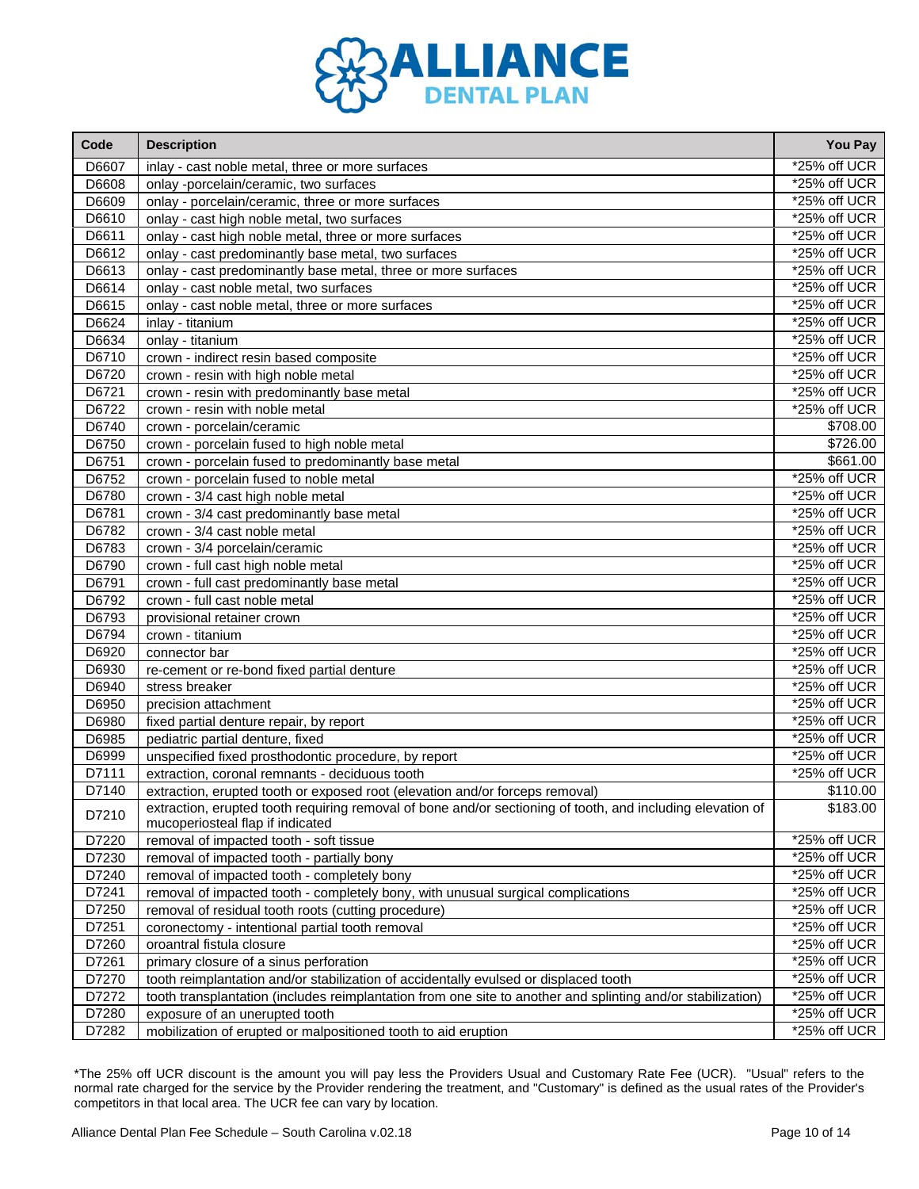# ALLIANCE DENTAL PLAN

| Code | Description | You Pay |
|---|---|---|
| D6607 | inlay - cast noble metal, three or more surfaces | *25% off UCR |
| D6608 | onlay -porcelain/ceramic, two surfaces | *25% off UCR |
| D6609 | onlay - porcelain/ceramic, three or more surfaces | *25% off UCR |
| D6610 | onlay - cast high noble metal, two surfaces | *25% off UCR |
| D6611 | onlay - cast high noble metal, three or more surfaces | *25% off UCR |
| D6612 | onlay - cast predominantly base metal, two surfaces | *25% off UCR |
| D6613 | onlay - cast predominantly base metal, three or more surfaces | *25% off UCR |
| D6614 | onlay - cast noble metal, two surfaces | *25% off UCR |
| D6615 | onlay - cast noble metal, three or more surfaces | *25% off UCR |
| D6624 | inlay - titanium | *25% off UCR |
| D6634 | onlay - titanium | *25% off UCR |
| D6710 | crown - indirect resin based composite | *25% off UCR |
| D6720 | crown - resin with high noble metal | *25% off UCR |
| D6721 | crown - resin with predominantly base metal | *25% off UCR |
| D6722 | crown - resin with noble metal | *25% off UCR |
| D6740 | crown - porcelain/ceramic | $708.00 |
| D6750 | crown - porcelain fused to high noble metal | $726.00 |
| D6751 | crown - porcelain fused to predominantly base metal | $661.00 |
| D6752 | crown - porcelain fused to noble metal | *25% off UCR |
| D6780 | crown - 3/4 cast high noble metal | *25% off UCR |
| D6781 | crown - 3/4 cast predominantly base metal | *25% off UCR |
| D6782 | crown - 3/4 cast noble metal | *25% off UCR |
| D6783 | crown - 3/4 porcelain/ceramic | *25% off UCR |
| D6790 | crown - full cast high noble metal | *25% off UCR |
| D6791 | crown - full cast predominantly base metal | *25% off UCR |
| D6792 | crown - full cast noble metal | *25% off UCR |
| D6793 | provisional retainer crown | *25% off UCR |
| D6794 | crown - titanium | *25% off UCR |
| D6920 | connector bar | *25% off UCR |
| D6930 | re-cement or re-bond fixed partial denture | *25% off UCR |
| D6940 | stress breaker | *25% off UCR |
| D6950 | precision attachment | *25% off UCR |
| D6980 | fixed partial denture repair, by report | *25% off UCR |
| D6985 | pediatric partial denture, fixed | *25% off UCR |
| D6999 | unspecified fixed prosthodontic procedure, by report | *25% off UCR |
| D7111 | extraction, coronal remnants - deciduous tooth | *25% off UCR |
| D7140 | extraction, erupted tooth or exposed root (elevation and/or forceps removal) | $110.00 |
| D7210 | extraction, erupted tooth requiring removal of bone and/or sectioning of tooth, and including elevation of mucoperiosteal flap if indicated | $183.00 |
| D7220 | removal of impacted tooth - soft tissue | *25% off UCR |
| D7230 | removal of impacted tooth - partially bony | *25% off UCR |
| D7240 | removal of impacted tooth - completely bony | *25% off UCR |
| D7241 | removal of impacted tooth - completely bony, with unusual surgical complications | *25% off UCR |
| D7250 | removal of residual tooth roots (cutting procedure) | *25% off UCR |
| D7251 | coronectomy - intentional partial tooth removal | *25% off UCR |
| D7260 | oroantral fistula closure | *25% off UCR |
| D7261 | primary closure of a sinus perforation | *25% off UCR |
| D7270 | tooth reimplantation and/or stabilization of accidentally evulsed or displaced tooth | *25% off UCR |
| D7272 | tooth transplantation (includes reimplantation from one site to another and splinting and/or stabilization) | *25% off UCR |
| D7280 | exposure of an unerupted tooth | *25% off UCR |
| D7282 | mobilization of erupted or malpositioned tooth to aid eruption | *25% off UCR |

*The 25% off UCR discount is the amount you will pay less the Providers Usual and Customary Rate Fee (UCR). "Usual" refers to the normal rate charged for the service by the Provider rendering the treatment, and "Customary" is defined as the usual rates of the Provider's competitors in that local area. The UCR fee can vary by location.

Alliance Dental Plan Fee Schedule – South Carolina v.02.18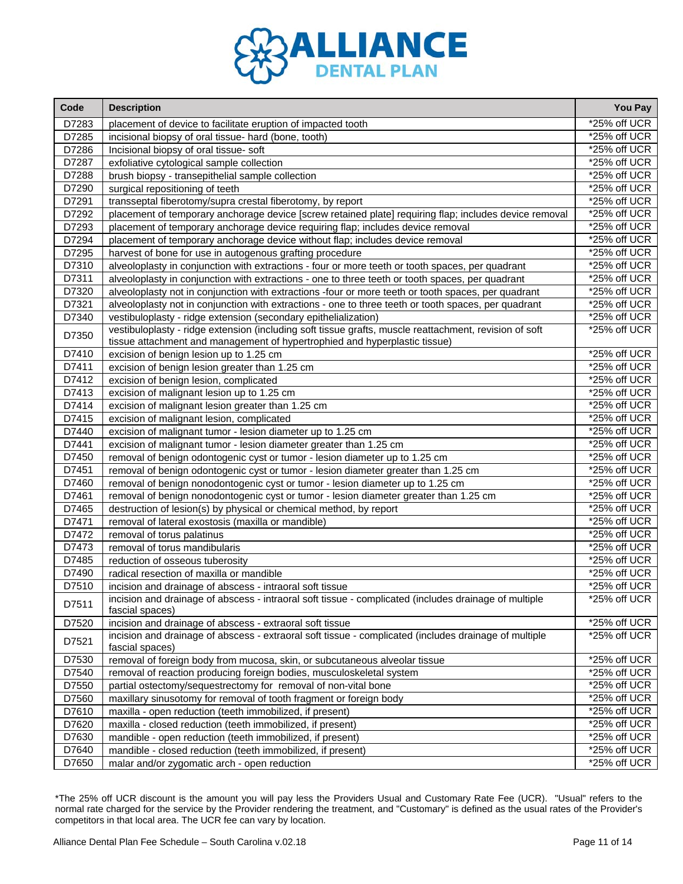# ALLIANCE DENTAL PLAN

| Code | Description | You Pay |
|---|---|---|
| D7283 | placement of device to facilitate eruption of impacted tooth | *25% off UCR |
| D7285 | incisional biopsy of oral tissue- hard (bone, tooth) | *25% off UCR |
| D7286 | Incisional biopsy of oral tissue- soft | *25% off UCR |
| D7287 | exfoliative cytological sample collection | *25% off UCR |
| D7288 | brush biopsy - transepithelial sample collection | *25% off UCR |
| D7290 | surgical repositioning of teeth | *25% off UCR |
| D7291 | transseptal fiberotomy/supra crestal fiberotomy, by report | *25% off UCR |
| D7292 | placement of temporary anchorage device [screw retained plate] requiring flap; includes device removal | *25% off UCR |
| D7293 | placement of temporary anchorage device requiring flap; includes device removal | *25% off UCR |
| D7294 | placement of temporary anchorage device without flap; includes device removal | *25% off UCR |
| D7295 | harvest of bone for use in autogenous grafting procedure | *25% off UCR |
| D7310 | alveoloplasty in conjunction with extractions - four or more teeth or tooth spaces, per quadrant | *25% off UCR |
| D7311 | alveoloplasty in conjunction with extractions - one to three teeth or tooth spaces, per quadrant | *25% off UCR |
| D7320 | alveoloplasty not in conjunction with extractions -four or more teeth or tooth spaces, per quadrant | *25% off UCR |
| D7321 | alveoloplasty not in conjunction with extractions - one to three teeth or tooth spaces, per quadrant | *25% off UCR |
| D7340 | vestibuloplasty - ridge extension (secondary epithelialization) | *25% off UCR |
| D7350 | vestibuloplasty - ridge extension (including soft tissue grafts, muscle reattachment, revision of soft tissue attachment and management of hypertrophied and hyperplastic tissue) | *25% off UCR |
| D7410 | excision of benign lesion up to 1.25 cm | *25% off UCR |
| D7411 | excision of benign lesion greater than 1.25 cm | *25% off UCR |
| D7412 | excision of benign lesion, complicated | *25% off UCR |
| D7413 | excision of malignant lesion up to 1.25 cm | *25% off UCR |
| D7414 | excision of malignant lesion greater than 1.25 cm | *25% off UCR |
| D7415 | excision of malignant lesion, complicated | *25% off UCR |
| D7440 | excision of malignant tumor - lesion diameter up to 1.25 cm | *25% off UCR |
| D7441 | excision of malignant tumor - lesion diameter greater than 1.25 cm | *25% off UCR |
| D7450 | removal of benign odontogenic cyst or tumor - lesion diameter up to 1.25 cm | *25% off UCR |
| D7451 | removal of benign odontogenic cyst or tumor - lesion diameter greater than 1.25 cm | *25% off UCR |
| D7460 | removal of benign nonodontogenic cyst or tumor - lesion diameter up to 1.25 cm | *25% off UCR |
| D7461 | removal of benign nonodontogenic cyst or tumor - lesion diameter greater than 1.25 cm | *25% off UCR |
| D7465 | destruction of lesion(s) by physical or chemical method, by report | *25% off UCR |
| D7471 | removal of lateral exostosis (maxilla or mandible) | *25% off UCR |
| D7472 | removal of torus palatinus | *25% off UCR |
| D7473 | removal of torus mandibularis | *25% off UCR |
| D7485 | reduction of osseous tuberosity | *25% off UCR |
| D7490 | radical resection of maxilla or mandible | *25% off UCR |
| D7510 | incision and drainage of abscess - intraoral soft tissue | *25% off UCR |
| D7511 | incision and drainage of abscess - intraoral soft tissue - complicated (includes drainage of multiple fascial spaces) | *25% off UCR |
| D7520 | incision and drainage of abscess - extraoral soft tissue | *25% off UCR |
| D7521 | incision and drainage of abscess - extraoral soft tissue - complicated (includes drainage of multiple fascial spaces) | *25% off UCR |
| D7530 | removal of foreign body from mucosa, skin, or subcutaneous alveolar tissue | *25% off UCR |
| D7540 | removal of reaction producing foreign bodies, musculoskeletal system | *25% off UCR |
| D7550 | partial ostectomy/sequestrectomy for removal of non-vital bone | *25% off UCR |
| D7560 | maxillary sinusotomy for removal of tooth fragment or foreign body | *25% off UCR |
| D7610 | maxilla - open reduction (teeth immobilized, if present) | *25% off UCR |
| D7620 | maxilla - closed reduction (teeth immobilized, if present) | *25% off UCR |
| D7630 | mandible - open reduction (teeth immobilized, if present) | *25% off UCR |
| D7640 | mandible - closed reduction (teeth immobilized, if present) | *25% off UCR |
| D7650 | malar and/or zygomatic arch - open reduction | *25% off UCR |

*The 25% off UCR discount is the amount you will pay less the Providers Usual and Customary Rate Fee (UCR). "Usual" refers to the normal rate charged for the service by the Provider rendering the treatment, and "Customary" is defined as the usual rates of the Provider's competitors in that local area. The UCR fee can vary by location.

Alliance Dental Plan Fee Schedule – South Carolina v.02.18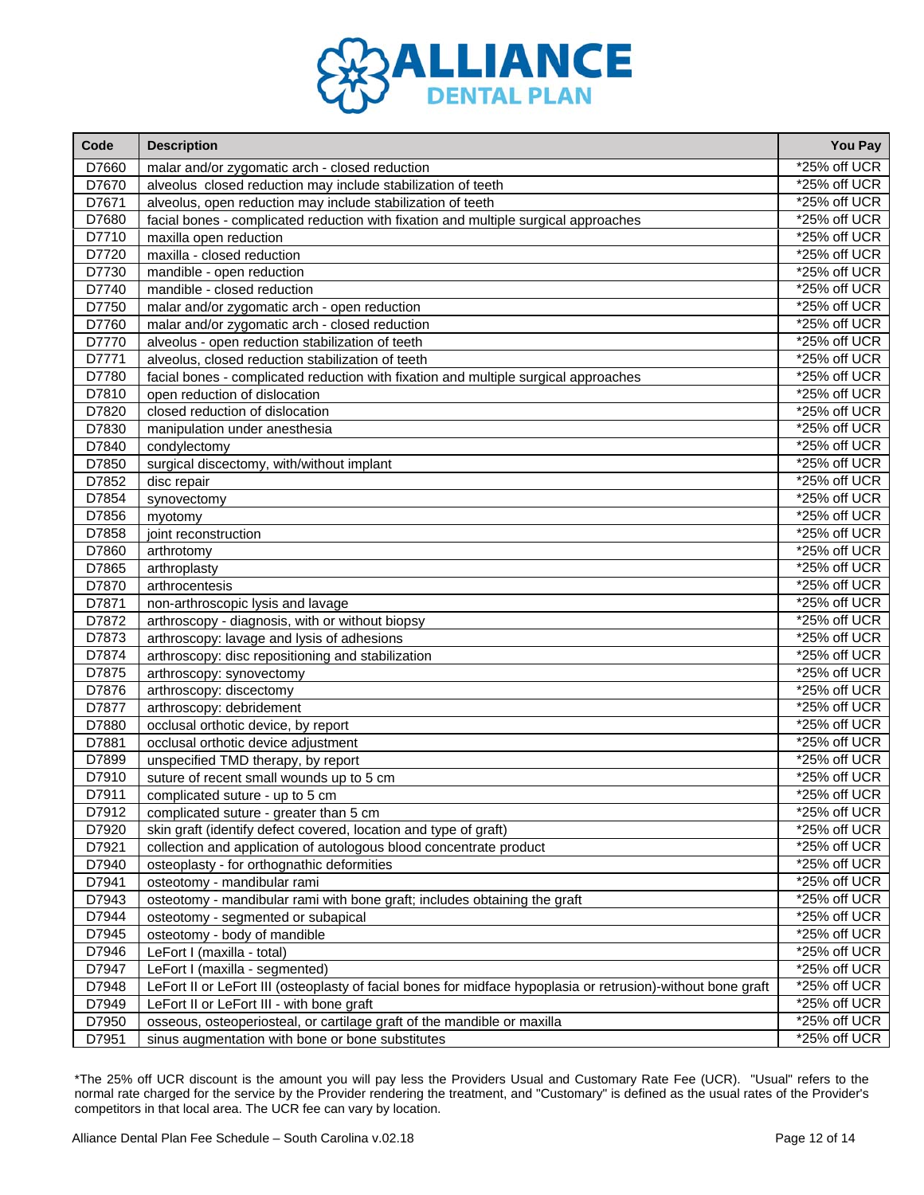| Code | Description | You Pay |
|---|---|---|
| D7660 | malar and/or zygomatic arch - closed reduction | *25% off UCR |
| D7670 | alveolus closed reduction may include stabilization of teeth | *25% off UCR |
| D7671 | alveolus, open reduction may include stabilization of teeth | *25% off UCR |
| D7680 | facial bones - complicated reduction with fixation and multiple surgical approaches | *25% off UCR |
| D7710 | maxilla open reduction | *25% off UCR |
| D7720 | maxilla - closed reduction | *25% off UCR |
| D7730 | mandible - open reduction | *25% off UCR |
| D7740 | mandible - closed reduction | *25% off UCR |
| D7750 | malar and/or zygomatic arch - open reduction | *25% off UCR |
| D7760 | malar and/or zygomatic arch - closed reduction | *25% off UCR |
| D7770 | alveolus - open reduction stabilization of teeth | *25% off UCR |
| D7771 | alveolus, closed reduction stabilization of teeth | *25% off UCR |
| D7780 | facial bones - complicated reduction with fixation and multiple surgical approaches | *25% off UCR |
| D7810 | open reduction of dislocation | *25% off UCR |
| D7820 | closed reduction of dislocation | *25% off UCR |
| D7830 | manipulation under anesthesia | *25% off UCR |
| D7840 | condylectomy | *25% off UCR |
| D7850 | surgical discectomy, with/without implant | *25% off UCR |
| D7852 | disc repair | *25% off UCR |
| D7854 | synovectomy | *25% off UCR |
| D7856 | myotomy | *25% off UCR |
| D7858 | joint reconstruction | *25% off UCR |
| D7860 | arthrotomy | *25% off UCR |
| D7865 | arthroplasty | *25% off UCR |
| D7870 | arthrocentesis | *25% off UCR |
| D7871 | non-arthroscopic lysis and lavage | *25% off UCR |
| D7872 | arthroscopy - diagnosis, with or without biopsy | *25% off UCR |
| D7873 | arthroscopy: lavage and lysis of adhesions | *25% off UCR |
| D7874 | arthroscopy: disc repositioning and stabilization | *25% off UCR |
| D7875 | arthroscopy: synovectomy | *25% off UCR |
| D7876 | arthroscopy: discectomy | *25% off UCR |
| D7877 | arthroscopy: debridement | *25% off UCR |
| D7880 | occlusal orthotic device, by report | *25% off UCR |
| D7881 | occlusal orthotic device adjustment | *25% off UCR |
| D7899 | unspecified TMD therapy, by report | *25% off UCR |
| D7910 | suture of recent small wounds up to 5 cm | *25% off UCR |
| D7911 | complicated suture - up to 5 cm | *25% off UCR |
| D7912 | complicated suture - greater than 5 cm | *25% off UCR |
| D7920 | skin graft (identify defect covered, location and type of graft) | *25% off UCR |
| D7921 | collection and application of autologous blood concentrate product | *25% off UCR |
| D7940 | osteoplasty - for orthognathic deformities | *25% off UCR |
| D7941 | osteotomy - mandibular rami | *25% off UCR |
| D7943 | osteotomy - mandibular rami with bone graft; includes obtaining the graft | *25% off UCR |
| D7944 | osteotomy - segmented or subapical | *25% off UCR |
| D7945 | osteotomy - body of mandible | *25% off UCR |
| D7946 | LeFort I (maxilla - total) | *25% off UCR |
| D7947 | LeFort I (maxilla - segmented) | *25% off UCR |
| D7948 | LeFort II or LeFort III (osteoplasty of facial bones for midface hypoplasia or retrusion)-without bone graft | *25% off UCR |
| D7949 | LeFort II or LeFort III - with bone graft | *25% off UCR |
| D7950 | osseous, osteoperiosteal, or cartilage graft of the mandible or maxilla | *25% off UCR |
| D7951 | sinus augmentation with bone or bone substitutes | *25% off UCR |

*The 25% off UCR discount is the amount you will pay less the Providers Usual and Customary Rate Fee (UCR). "Usual" refers to the normal rate charged for the service by the Provider rendering the treatment, and "Customary" is defined as the usual rates of the Provider's competitors in that local area. The UCR fee can vary by location.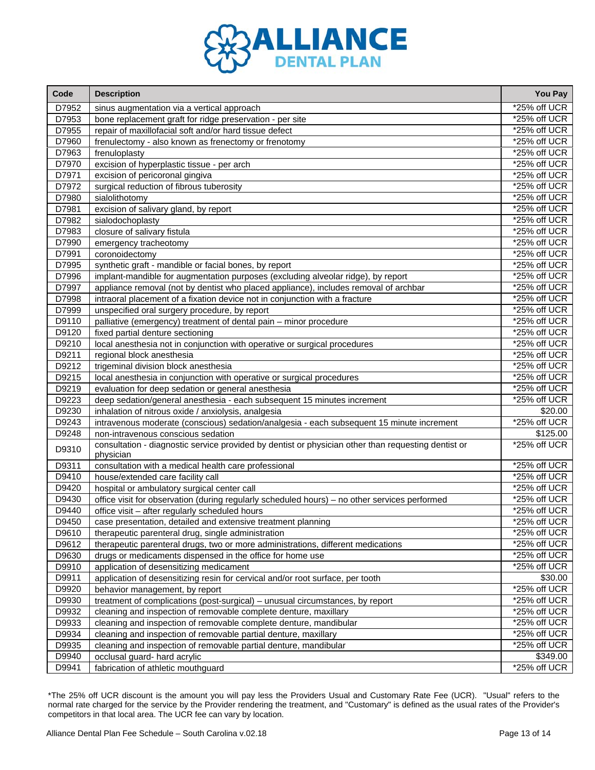# ALLIANCE DENTAL PLAN

| Code | Description | You Pay |
|---|---|---|
| D7952 | sinus augmentation via a vertical approach | *25% off UCR |
| D7953 | bone replacement graft for ridge preservation - per site | *25% off UCR |
| D7955 | repair of maxillofacial soft and/or hard tissue defect | *25% off UCR |
| D7960 | frenulectomy - also known as frenectomy or frenotomy | *25% off UCR |
| D7963 | frenuloplasty | *25% off UCR |
| D7970 | excision of hyperplastic tissue - per arch | *25% off UCR |
| D7971 | excision of pericoronal gingiva | *25% off UCR |
| D7972 | surgical reduction of fibrous tuberosity | *25% off UCR |
| D7980 | sialolithotomy | *25% off UCR |
| D7981 | excision of salivary gland, by report | *25% off UCR |
| D7982 | sialodochoplasty | *25% off UCR |
| D7983 | closure of salivary fistula | *25% off UCR |
| D7990 | emergency tracheotomy | *25% off UCR |
| D7991 | coronoidectomy | *25% off UCR |
| D7995 | synthetic graft - mandible or facial bones, by report | *25% off UCR |
| D7996 | implant-mandible for augmentation purposes (excluding alveolar ridge), by report | *25% off UCR |
| D7997 | appliance removal (not by dentist who placed appliance), includes removal of archbar | *25% off UCR |
| D7998 | intraoral placement of a fixation device not in conjunction with a fracture | *25% off UCR |
| D7999 | unspecified oral surgery procedure, by report | *25% off UCR |
| D9110 | palliative (emergency) treatment of dental pain – minor procedure | *25% off UCR |
| D9120 | fixed partial denture sectioning | *25% off UCR |
| D9210 | local anesthesia not in conjunction with operative or surgical procedures | *25% off UCR |
| D9211 | regional block anesthesia | *25% off UCR |
| D9212 | trigeminal division block anesthesia | *25% off UCR |
| D9215 | local anesthesia in conjunction with operative or surgical procedures | *25% off UCR |
| D9219 | evaluation for deep sedation or general anesthesia | *25% off UCR |
| D9223 | deep sedation/general anesthesia - each subsequent 15 minutes increment | *25% off UCR |
| D9230 | inhalation of nitrous oxide / anxiolysis, analgesia | $20.00 |
| D9243 | intravenous moderate (conscious) sedation/analgesia - each subsequent 15 minute increment | *25% off UCR |
| D9248 | non-intravenous conscious sedation | $125.00 |
| D9310 | consultation - diagnostic service provided by dentist or physician other than requesting dentist or physician | *25% off UCR |
| D9311 | consultation with a medical health care professional | *25% off UCR |
| D9410 | house/extended care facility call | *25% off UCR |
| D9420 | hospital or ambulatory surgical center call | *25% off UCR |
| D9430 | office visit for observation (during regularly scheduled hours) – no other services performed | *25% off UCR |
| D9440 | office visit – after regularly scheduled hours | *25% off UCR |
| D9450 | case presentation, detailed and extensive treatment planning | *25% off UCR |
| D9610 | therapeutic parenteral drug, single administration | *25% off UCR |
| D9612 | therapeutic parenteral drugs, two or more administrations, different medications | *25% off UCR |
| D9630 | drugs or medicaments dispensed in the office for home use | *25% off UCR |
| D9910 | application of desensitizing medicament | *25% off UCR |
| D9911 | application of desensitizing resin for cervical and/or root surface, per tooth | $30.00 |
| D9920 | behavior management, by report | *25% off UCR |
| D9930 | treatment of complications (post-surgical) – unusual circumstances, by report | *25% off UCR |
| D9932 | cleaning and inspection of removable complete denture, maxillary | *25% off UCR |
| D9933 | cleaning and inspection of removable complete denture, mandibular | *25% off UCR |
| D9934 | cleaning and inspection of removable partial denture, maxillary | *25% off UCR |
| D9935 | cleaning and inspection of removable partial denture, mandibular | *25% off UCR |
| D9940 | occlusal guard- hard acrylic | $349.00 |
| D9941 | fabrication of athletic mouthguard | *25% off UCR |

*The 25% off UCR discount is the amount you will pay less the Providers Usual and Customary Rate Fee (UCR). "Usual" refers to the normal rate charged for the service by the Provider rendering the treatment, and "Customary" is defined as the usual rates of the Provider's competitors in that local area. The UCR fee can vary by location.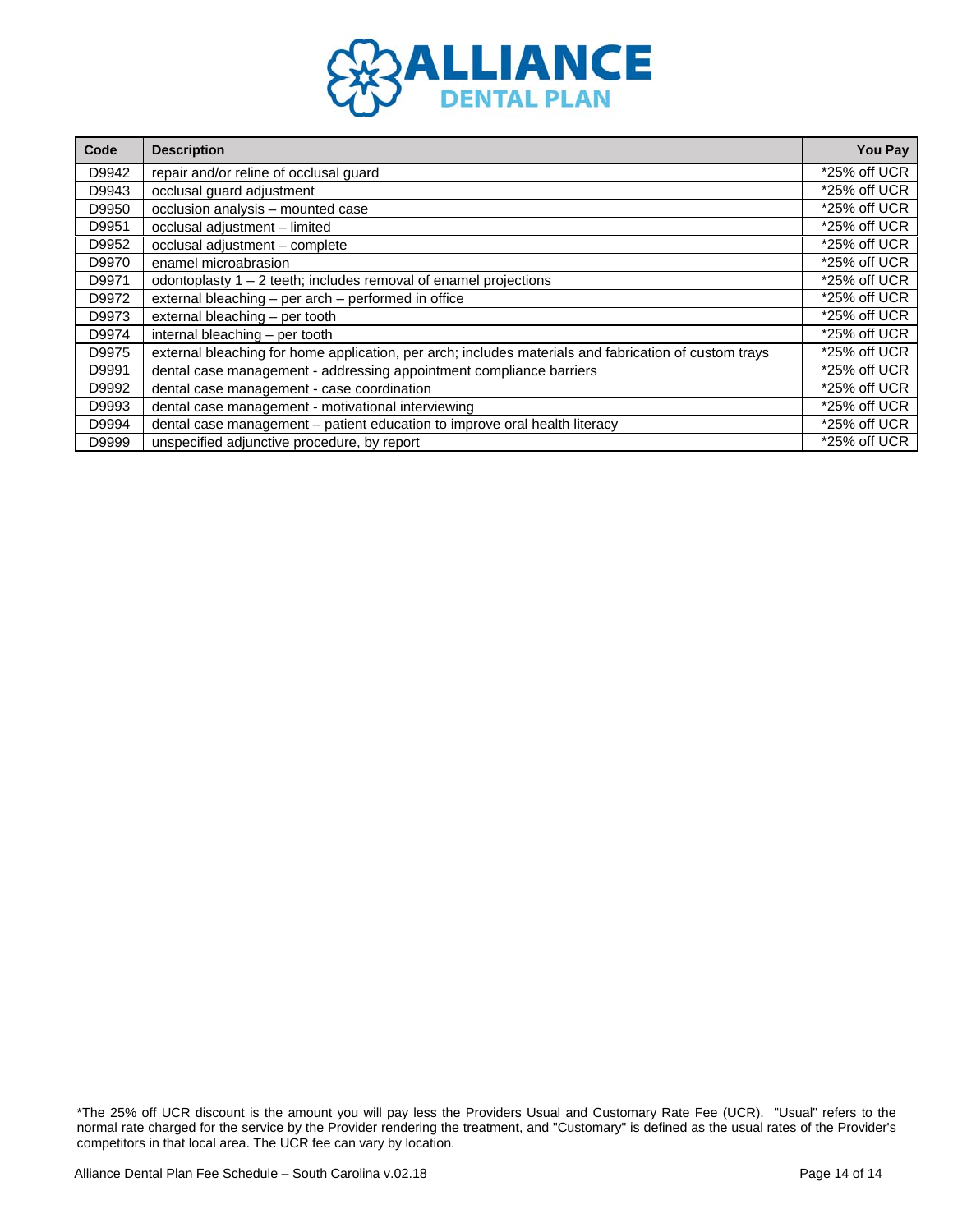| Code | Description | You Pay |
|---|---|---|
| D9942 | repair and/or reline of occlusal guard | *25% off UCR |
| D9943 | occlusal guard adjustment | *25% off UCR |
| D9950 | occlusion analysis – mounted case | *25% off UCR |
| D9951 | occlusal adjustment – limited | *25% off UCR |
| D9952 | occlusal adjustment – complete | *25% off UCR |
| D9970 | enamel microabrasion | *25% off UCR |
| D9971 | odontoplasty 1 – 2 teeth; includes removal of enamel projections | *25% off UCR |
| D9972 | external bleaching – per arch – performed in office | *25% off UCR |
| D9973 | external bleaching – per tooth | *25% off UCR |
| D9974 | internal bleaching – per tooth | *25% off UCR |
| D9975 | external bleaching for home application, per arch; includes materials and fabrication of custom trays | *25% off UCR |
| D9991 | dental case management - addressing appointment compliance barriers | *25% off UCR |
| D9992 | dental case management - case coordination | *25% off UCR |
| D9993 | dental case management - motivational interviewing | *25% off UCR |
| D9994 | dental case management – patient education to improve oral health literacy | *25% off UCR |
| D9999 | unspecified adjunctive procedure, by report | *25% off UCR |

*The 25% off UCR discount is the amount you will pay less the Providers Usual and Customary Rate Fee (UCR). "Usual" refers to the normal rate charged for the service by the Provider rendering the treatment, and "Customary" is defined as the usual rates of the Provider's competitors in that local area. The UCR fee can vary by location.